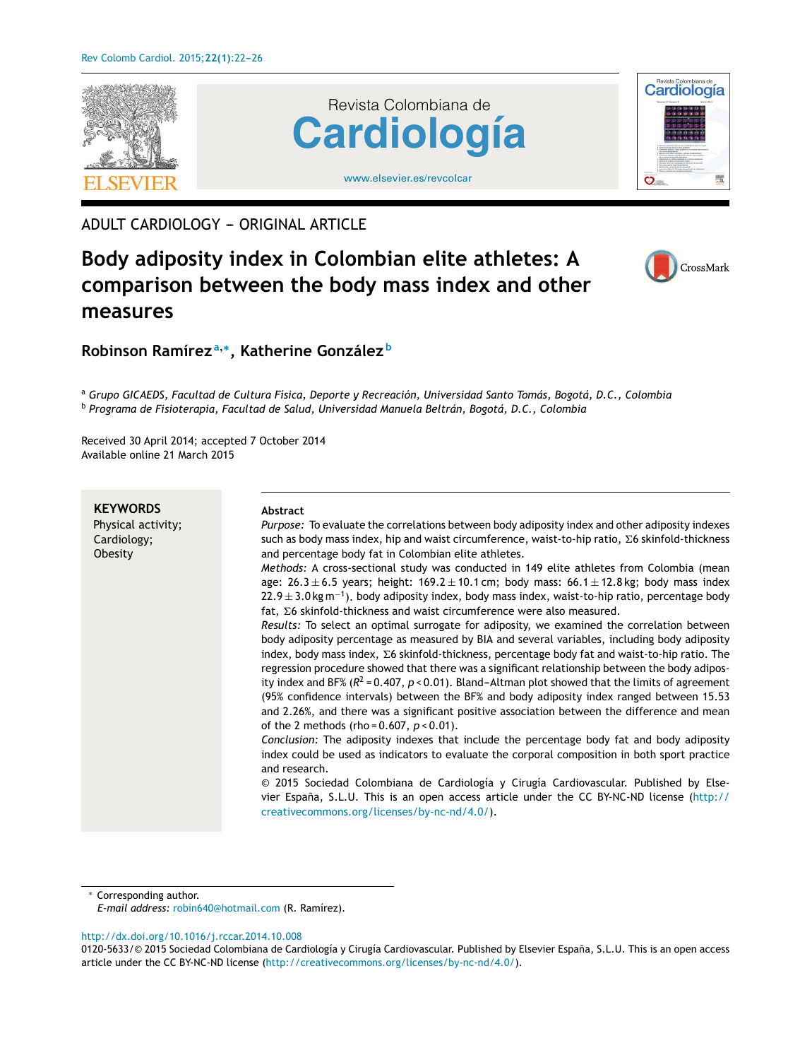ADULT CARDIOLOGY – ORIGINAL ARTICLE

# Body adiposity index in Colombian elite athletes: A comparison between the body mass index and other measures

**Robinson Ramírez**[a,*], **Katherine González**[b]

[a] *Grupo GICAEDS, Facultad de Cultura Física, Deporte y Recreación, Universidad Santo Tomás, Bogotá, D.C., Colombia*
[b] *Programa de Fisioterapia, Facultad de Salud, Universidad Manuela Beltrán, Bogotá, D.C., Colombia*

Received 30 April 2014; accepted 7 October 2014
Available online 21 March 2015

**KEYWORDS**
Physical activity;
Cardiology;
Obesity

**Abstract**

*Purpose:* To evaluate the correlations between body adiposity index and other adiposity indexes such as body mass index, hip and waist circumference, waist-to-hip ratio, Σ6 skinfold-thickness and percentage body fat in Colombian elite athletes.

*Methods:* A cross-sectional study was conducted in 149 elite athletes from Colombia (mean age: 26.3 ± 6.5 years; height: 169.2 ± 10.1 cm; body mass: 66.1 ± 12.8 kg; body mass index 22.9 ± 3.0 kg m$^{-1}$). body adiposity index, body mass index, waist-to-hip ratio, percentage body fat, Σ6 skinfold-thickness and waist circumference were also measured.

*Results:* To select an optimal surrogate for adiposity, we examined the correlation between body adiposity percentage as measured by BIA and several variables, including body adiposity index, body mass index, Σ6 skinfold-thickness, percentage body fat and waist-to-hip ratio. The regression procedure showed that there was a significant relationship between the body adiposity index and BF% ($R^2 = 0.407$, $p < 0.01$). Bland–Altman plot showed that the limits of agreement (95% confidence intervals) between the BF% and body adiposity index ranged between 15.53 and 2.26%, and there was a significant positive association between the difference and mean of the 2 methods (rho = 0.607, $p < 0.01$).

*Conclusion:* The adiposity indexes that include the percentage body fat and body adiposity index could be used as indicators to evaluate the corporal composition in both sport practice and research.

© 2015 Sociedad Colombiana de Cardiología y Cirugía Cardiovascular. Published by Elsevier España, S.L.U. This is an open access article under the CC BY-NC-ND license (http://creativecommons.org/licenses/by-nc-nd/4.0/).

* Corresponding author.
*E-mail address:* robin640@hotmail.com (R. Ramírez).

http://dx.doi.org/10.1016/j.rccar.2014.10.008
0120-5633/© 2015 Sociedad Colombiana de Cardiología y Cirugía Cardiovascular. Published by Elsevier España, S.L.U. This is an open access article under the CC BY-NC-ND license (http://creativecommons.org/licenses/by-nc-nd/4.0/).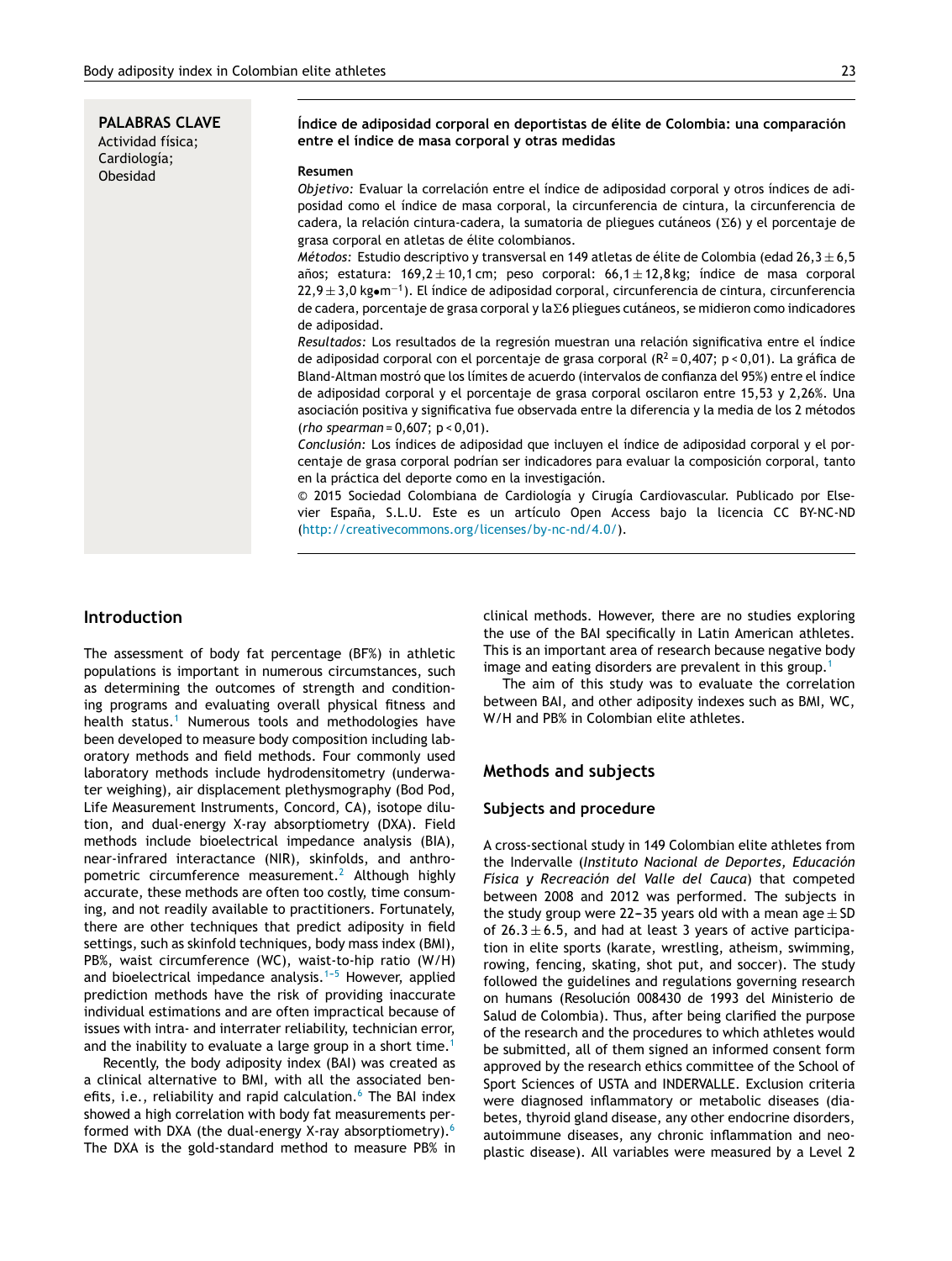**PALABRAS CLAVE**
Actividad física;
Cardiología;
Obesidad

**Índice de adiposidad corporal en deportistas de élite de Colombia: una comparación entre el índice de masa corporal y otras medidas**

**Resumen**

*Objetivo:* Evaluar la correlación entre el índice de adiposidad corporal y otros índices de adiposidad como el índice de masa corporal, la circunferencia de cintura, la circunferencia de cadera, la relación cintura-cadera, la sumatoria de pliegues cutáneos (Σ6) y el porcentaje de grasa corporal en atletas de élite colombianos.

*Métodos:* Estudio descriptivo y transversal en 149 atletas de élite de Colombia (edad 26,3 ± 6,5 años; estatura: 169,2 ± 10,1 cm; peso corporal: 66,1 ± 12,8 kg; índice de masa corporal 22,9 ± 3,0 kg•m$^{-1}$). El índice de adiposidad corporal, circunferencia de cintura, circunferencia de cadera, porcentaje de grasa corporal y la Σ6 pliegues cutáneos, se midieron como indicadores de adiposidad.

*Resultados:* Los resultados de la regresión muestran una relación significativa entre el índice de adiposidad corporal con el porcentaje de grasa corporal ($R^2$ = 0,407; p < 0,01). La gráfica de Bland-Altman mostró que los límites de acuerdo (intervalos de confianza del 95%) entre el índice de adiposidad corporal y el porcentaje de grasa corporal oscilaron entre 15,53 y 2,26%. Una asociación positiva y significativa fue observada entre la diferencia y la media de los 2 métodos (*rho spearman* = 0,607; p < 0,01).

*Conclusión:* Los índices de adiposidad que incluyen el índice de adiposidad corporal y el porcentaje de grasa corporal podrían ser indicadores para evaluar la composición corporal, tanto en la práctica del deporte como en la investigación.

© 2015 Sociedad Colombiana de Cardiología y Cirugía Cardiovascular. Publicado por Elsevier España, S.L.U. Este es un artículo Open Access bajo la licencia CC BY-NC-ND (http://creativecommons.org/licenses/by-nc-nd/4.0/).

## Introduction

The assessment of body fat percentage (BF%) in athletic populations is important in numerous circumstances, such as determining the outcomes of strength and conditioning programs and evaluating overall physical fitness and health status.[1] Numerous tools and methodologies have been developed to measure body composition including laboratory methods and field methods. Four commonly used laboratory methods include hydrodensitometry (underwater weighing), air displacement plethysmography (Bod Pod, Life Measurement Instruments, Concord, CA), isotope dilution, and dual-energy X-ray absorptiometry (DXA). Field methods include bioelectrical impedance analysis (BIA), near-infrared interactance (NIR), skinfolds, and anthropometric circumference measurement.[2] Although highly accurate, these methods are often too costly, time consuming, and not readily available to practitioners. Fortunately, there are other techniques that predict adiposity in field settings, such as skinfold techniques, body mass index (BMI), PB%, waist circumference (WC), waist-to-hip ratio (W/H) and bioelectrical impedance analysis.[1–5] However, applied prediction methods have the risk of providing inaccurate individual estimations and are often impractical because of issues with intra- and interrater reliability, technician error, and the inability to evaluate a large group in a short time.[1]

Recently, the body adiposity index (BAI) was created as a clinical alternative to BMI, with all the associated benefits, i.e., reliability and rapid calculation.[6] The BAI index showed a high correlation with body fat measurements performed with DXA (the dual-energy X-ray absorptiometry).[6] The DXA is the gold-standard method to measure PB% in clinical methods. However, there are no studies exploring the use of the BAI specifically in Latin American athletes. This is an important area of research because negative body image and eating disorders are prevalent in this group.[1]

The aim of this study was to evaluate the correlation between BAI, and other adiposity indexes such as BMI, WC, W/H and PB% in Colombian elite athletes.

## Methods and subjects

### Subjects and procedure

A cross-sectional study in 149 Colombian elite athletes from the Indervalle (*Instituto Nacional de Deportes, Educación Física y Recreación del Valle del Cauca*) that competed between 2008 and 2012 was performed. The subjects in the study group were 22–35 years old with a mean age ± SD of 26.3 ± 6.5, and had at least 3 years of active participation in elite sports (karate, wrestling, atheism, swimming, rowing, fencing, skating, shot put, and soccer). The study followed the guidelines and regulations governing research on humans (Resolución 008430 de 1993 del Ministerio de Salud de Colombia). Thus, after being clarified the purpose of the research and the procedures to which athletes would be submitted, all of them signed an informed consent form approved by the research ethics committee of the School of Sport Sciences of USTA and INDERVALLE. Exclusion criteria were diagnosed inflammatory or metabolic diseases (diabetes, thyroid gland disease, any other endocrine disorders, autoimmune diseases, any chronic inflammation and neoplastic disease). All variables were measured by a Level 2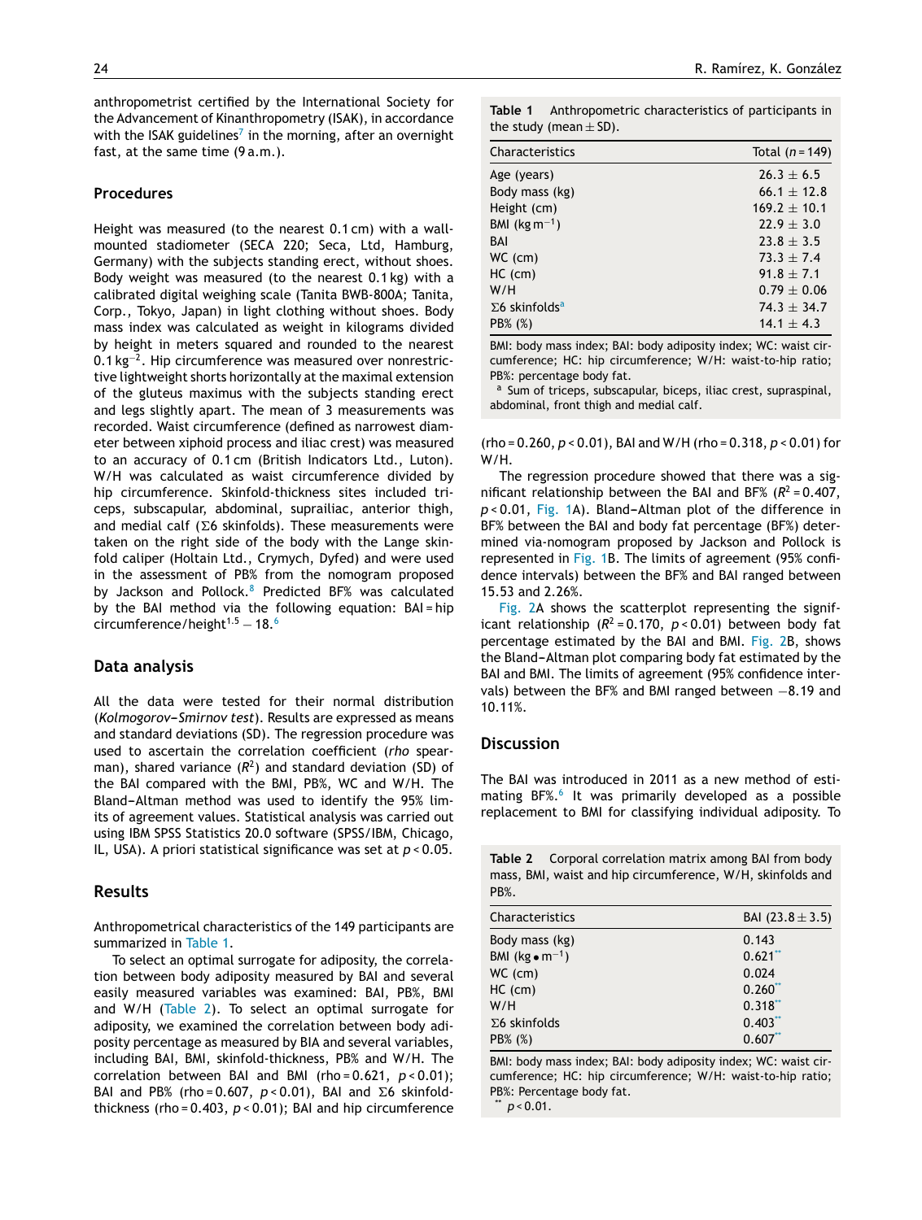anthropometrist certified by the International Society for the Advancement of Kinanthropometry (ISAK), in accordance with the ISAK guidelines[7] in the morning, after an overnight fast, at the same time (9 a.m.).

## Procedures

Height was measured (to the nearest 0.1 cm) with a wall-mounted stadiometer (SECA 220; Seca, Ltd, Hamburg, Germany) with the subjects standing erect, without shoes. Body weight was measured (to the nearest 0.1 kg) with a calibrated digital weighing scale (Tanita BWB-800A; Tanita, Corp., Tokyo, Japan) in light clothing without shoes. Body mass index was calculated as weight in kilograms divided by height in meters squared and rounded to the nearest $0.1\,kg^{-2}$. Hip circumference was measured over nonrestrictive lightweight shorts horizontally at the maximal extension of the gluteus maximus with the subjects standing erect and legs slightly apart. The mean of 3 measurements was recorded. Waist circumference (defined as narrowest diameter between xiphoid process and iliac crest) was measured to an accuracy of 0.1 cm (British Indicators Ltd., Luton). W/H was calculated as waist circumference divided by hip circumference. Skinfold-thickness sites included triceps, subscapular, abdominal, suprailiac, anterior thigh, and medial calf (Σ6 skinfolds). These measurements were taken on the right side of the body with the Lange skinfold caliper (Holtain Ltd., Crymych, Dyfed) and were used in the assessment of PB% from the nomogram proposed by Jackson and Pollock.[8] Predicted BF% was calculated by the BAI method via the following equation: BAI = hip circumference/height$^{1.5}$ − 18.[6]

## Data analysis

All the data were tested for their normal distribution (*Kolmogorov–Smirnov test*). Results are expressed as means and standard deviations (SD). The regression procedure was used to ascertain the correlation coefficient (*rho* spearman), shared variance ($R^2$) and standard deviation (SD) of the BAI compared with the BMI, PB%, WC and W/H. The Bland–Altman method was used to identify the 95% limits of agreement values. Statistical analysis was carried out using IBM SPSS Statistics 20.0 software (SPSS/IBM, Chicago, IL, USA). A priori statistical significance was set at $p < 0.05$.

## Results

Anthropometrical characteristics of the 149 participants are summarized in Table 1.

**Table 1** Anthropometric characteristics of participants in the study (mean ± SD).

| Characteristics | Total (*n* = 149) |
|---|---|
| Age (years) | 26.3 ± 6.5 |
| Body mass (kg) | 66.1 ± 12.8 |
| Height (cm) | 169.2 ± 10.1 |
| BMI ($kg\,m^{-1}$) | 22.9 ± 3.0 |
| BAI | 23.8 ± 3.5 |
| WC (cm) | 73.3 ± 7.4 |
| HC (cm) | 91.8 ± 7.1 |
| W/H | 0.79 ± 0.06 |
| Σ6 skinfolds[a] | 74.3 ± 34.7 |
| PB% (%) | 14.1 ± 4.3 |

BMI: body mass index; BAI: body adiposity index; WC: waist circumference; HC: hip circumference; W/H: waist-to-hip ratio; PB%: percentage body fat.
[a] Sum of triceps, subscapular, biceps, iliac crest, supraspinal, abdominal, front thigh and medial calf.

To select an optimal surrogate for adiposity, the correlation between body adiposity measured by BAI and several easily measured variables was examined: BAI, PB%, BMI and W/H (Table 2). To select an optimal surrogate for adiposity, we examined the correlation between body adiposity percentage as measured by BIA and several variables, including BAI, BMI, skinfold-thickness, PB% and W/H. The correlation between BAI and BMI (rho = 0.621, $p < 0.01$); BAI and PB% (rho = 0.607, $p < 0.01$), BAI and Σ6 skinfold-thickness (rho = 0.403, $p < 0.01$); BAI and hip circumference (rho = 0.260, $p < 0.01$), BAI and W/H (rho = 0.318, $p < 0.01$) for W/H.

The regression procedure showed that there was a significant relationship between the BAI and BF% ($R^2 = 0.407$, $p < 0.01$, Fig. 1A). Bland–Altman plot of the difference in BF% between the BAI and body fat percentage (BF%) determined via-nomogram proposed by Jackson and Pollock is represented in Fig. 1B. The limits of agreement (95% confidence intervals) between the BF% and BAI ranged between 15.53 and 2.26%.

Fig. 2A shows the scatterplot representing the significant relationship ($R^2 = 0.170$, $p < 0.01$) between body fat percentage estimated by the BAI and BMI. Fig. 2B, shows the Bland–Altman plot comparing body fat estimated by the BAI and BMI. The limits of agreement (95% confidence intervals) between the BF% and BMI ranged between −8.19 and 10.11%.

## Discussion

The BAI was introduced in 2011 as a new method of estimating BF%.[6] It was primarily developed as a possible replacement to BMI for classifying individual adiposity. To

**Table 2** Corporal correlation matrix among BAI from body mass, BMI, waist and hip circumference, W/H, skinfolds and PB%.

| Characteristics | BAI (23.8 ± 3.5) |
|---|---|
| Body mass (kg) | 0.143 |
| BMI ($kg \bullet m^{-1}$) | 0.621[**] |
| WC (cm) | 0.024 |
| HC (cm) | 0.260[**] |
| W/H | 0.318[**] |
| Σ6 skinfolds | 0.403[**] |
| PB% (%) | 0.607[**] |

BMI: body mass index; BAI: body adiposity index; WC: waist circumference; HC: hip circumference; W/H: waist-to-hip ratio; PB%: Percentage body fat.
[**] $p < 0.01$.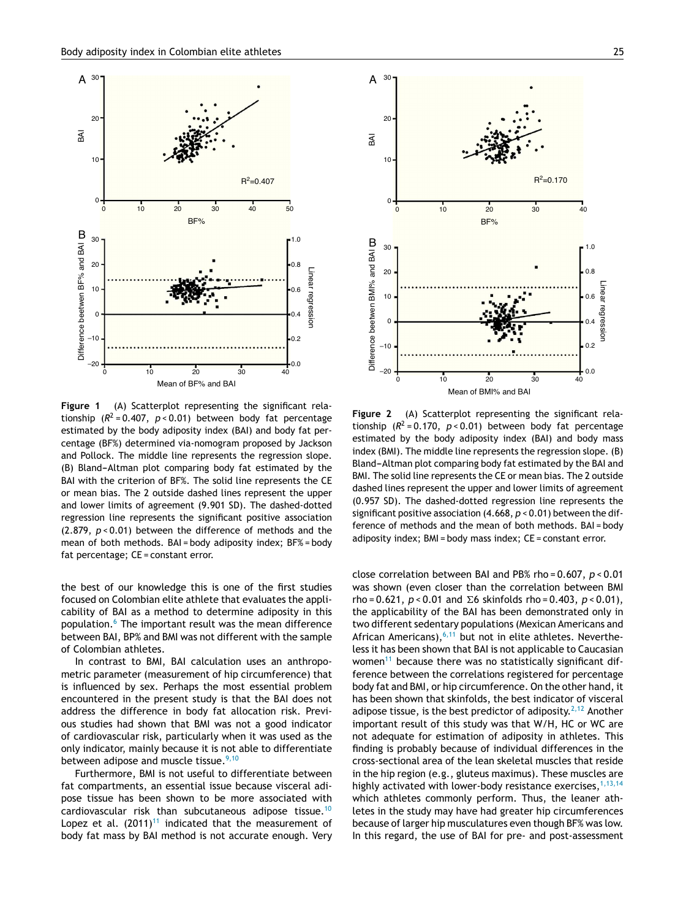Figure 1 (A) Scatterplot representing the significant relationship ($R^2 = 0.407$, $p < 0.01$) between body fat percentage estimated by the body adiposity index (BAI) and body fat percentage (BF%) determined via-nomogram proposed by Jackson and Pollock. The middle line represents the regression slope. (B) Bland–Altman plot comparing body fat estimated by the BAI with the criterion of BF%. The solid line represents the CE or mean bias. The 2 outside dashed lines represent the upper and lower limits of agreement (9.901 SD). The dashed-dotted regression line represents the significant positive association (2.879, $p < 0.01$) between the difference of methods and the mean of both methods. BAI = body adiposity index; BF% = body fat percentage; CE = constant error.

Figure 2 (A) Scatterplot representing the significant relationship ($R^2 = 0.170$, $p < 0.01$) between body fat percentage estimated by the body adiposity index (BAI) and body mass index (BMI). The middle line represents the regression slope. (B) Bland–Altman plot comparing body fat estimated by the BAI and BMI. The solid line represents the CE or mean bias. The 2 outside dashed lines represent the upper and lower limits of agreement (0.957 SD). The dashed-dotted regression line represents the significant positive association (4.668, $p < 0.01$) between the difference of methods and the mean of both methods. BAI = body adiposity index; BMI = body mass index; CE = constant error.

the best of our knowledge this is one of the first studies focused on Colombian elite athlete that evaluates the applicability of BAI as a method to determine adiposity in this population.[6] The important result was the mean difference between BAI, BP% and BMI was not different with the sample of Colombian athletes.

In contrast to BMI, BAI calculation uses an anthropometric parameter (measurement of hip circumference) that is influenced by sex. Perhaps the most essential problem encountered in the present study is that the BAI does not address the difference in body fat allocation risk. Previous studies had shown that BMI was not a good indicator of cardiovascular risk, particularly when it was used as the only indicator, mainly because it is not able to differentiate between adipose and muscle tissue.[9,10]

Furthermore, BMI is not useful to differentiate between fat compartments, an essential issue because visceral adipose tissue has been shown to be more associated with cardiovascular risk than subcutaneous adipose tissue.[10] Lopez et al. (2011)[11] indicated that the measurement of body fat mass by BAI method is not accurate enough. Very close correlation between BAI and PB% rho = 0.607, $p < 0.01$ was shown (even closer than the correlation between BMI rho = 0.621, $p < 0.01$ and $\Sigma 6$ skinfolds rho = 0.403, $p < 0.01$), the applicability of the BAI has been demonstrated only in two different sedentary populations (Mexican Americans and African Americans),[6,11] but not in elite athletes. Nevertheless it has been shown that BAI is not applicable to Caucasian women[11] because there was no statistically significant difference between the correlations registered for percentage body fat and BMI, or hip circumference. On the other hand, it has been shown that skinfolds, the best indicator of visceral adipose tissue, is the best predictor of adiposity.[2,12] Another important result of this study was that W/H, HC or WC are not adequate for estimation of adiposity in athletes. This finding is probably because of individual differences in the cross-sectional area of the lean skeletal muscles that reside in the hip region (e.g., gluteus maximus). These muscles are highly activated with lower-body resistance exercises,[1,13,14] which athletes commonly perform. Thus, the leaner athletes in the study may have had greater hip circumferences because of larger hip musculatures even though BF% was low. In this regard, the use of BAI for pre- and post-assessment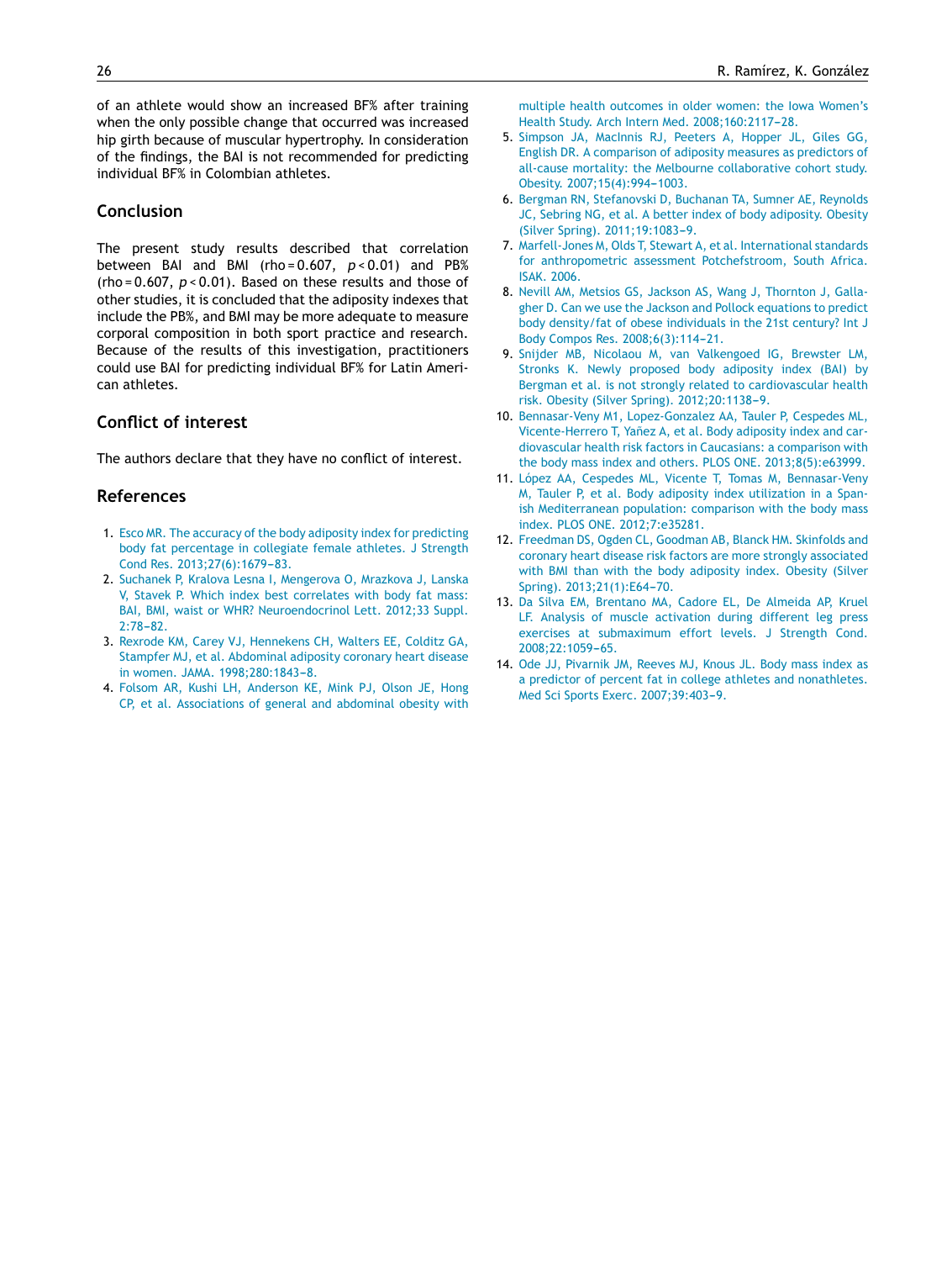of an athlete would show an increased BF% after training when the only possible change that occurred was increased hip girth because of muscular hypertrophy. In consideration of the findings, the BAI is not recommended for predicting individual BF% in Colombian athletes.

## Conclusion

The present study results described that correlation between BAI and BMI (rho = 0.607, $p < 0.01$) and PB% (rho = 0.607, $p < 0.01$). Based on these results and those of other studies, it is concluded that the adiposity indexes that include the PB%, and BMI may be more adequate to measure corporal composition in both sport practice and research. Because of the results of this investigation, practitioners could use BAI for predicting individual BF% for Latin American athletes.

## Conflict of interest

The authors declare that they have no conflict of interest.

## References

1. Esco MR. The accuracy of the body adiposity index for predicting body fat percentage in collegiate female athletes. J Strength Cond Res. 2013;27(6):1679–83.
2. Suchanek P, Kralova Lesna I, Mengerova O, Mrazkova J, Lanska V, Stavek P. Which index best correlates with body fat mass: BAI, BMI, waist or WHR? Neuroendocrinol Lett. 2012;33 Suppl. 2:78–82.
3. Rexrode KM, Carey VJ, Hennekens CH, Walters EE, Colditz GA, Stampfer MJ, et al. Abdominal adiposity coronary heart disease in women. JAMA. 1998;280:1843–8.
4. Folsom AR, Kushi LH, Anderson KE, Mink PJ, Olson JE, Hong CP, et al. Associations of general and abdominal obesity with multiple health outcomes in older women: the Iowa Women's Health Study. Arch Intern Med. 2008;160:2117–28.
5. Simpson JA, MacInnis RJ, Peeters A, Hopper JL, Giles GG, English DR. A comparison of adiposity measures as predictors of all-cause mortality: the Melbourne collaborative cohort study. Obesity. 2007;15(4):994–1003.
6. Bergman RN, Stefanovski D, Buchanan TA, Sumner AE, Reynolds JC, Sebring NG, et al. A better index of body adiposity. Obesity (Silver Spring). 2011;19:1083–9.
7. Marfell-Jones M, Olds T, Stewart A, et al. International standards for anthropometric assessment Potchefstroom, South Africa. ISAK. 2006.
8. Nevill AM, Metsios GS, Jackson AS, Wang J, Thornton J, Gallagher D. Can we use the Jackson and Pollock equations to predict body density/fat of obese individuals in the 21st century? Int J Body Compos Res. 2008;6(3):114–21.
9. Snijder MB, Nicolaou M, van Valkengoed IG, Brewster LM, Stronks K. Newly proposed body adiposity index (BAI) by Bergman et al. is not strongly related to cardiovascular health risk. Obesity (Silver Spring). 2012;20:1138–9.
10. Bennasar-Veny M1, Lopez-Gonzalez AA, Tauler P, Cespedes ML, Vicente-Herrero T, Yañez A, et al. Body adiposity index and cardiovascular health risk factors in Caucasians: a comparison with the body mass index and others. PLOS ONE. 2013;8(5):e63999.
11. López AA, Cespedes ML, Vicente T, Tomas M, Bennasar-Veny M, Tauler P, et al. Body adiposity index utilization in a Spanish Mediterranean population: comparison with the body mass index. PLOS ONE. 2012;7:e35281.
12. Freedman DS, Ogden CL, Goodman AB, Blanck HM. Skinfolds and coronary heart disease risk factors are more strongly associated with BMI than with the body adiposity index. Obesity (Silver Spring). 2013;21(1):E64–70.
13. Da Silva EM, Brentano MA, Cadore EL, De Almeida AP, Kruel LF. Analysis of muscle activation during different leg press exercises at submaximum effort levels. J Strength Cond. 2008;22:1059–65.
14. Ode JJ, Pivarnik JM, Reeves MJ, Knous JL. Body mass index as a predictor of percent fat in college athletes and nonathletes. Med Sci Sports Exerc. 2007;39:403–9.